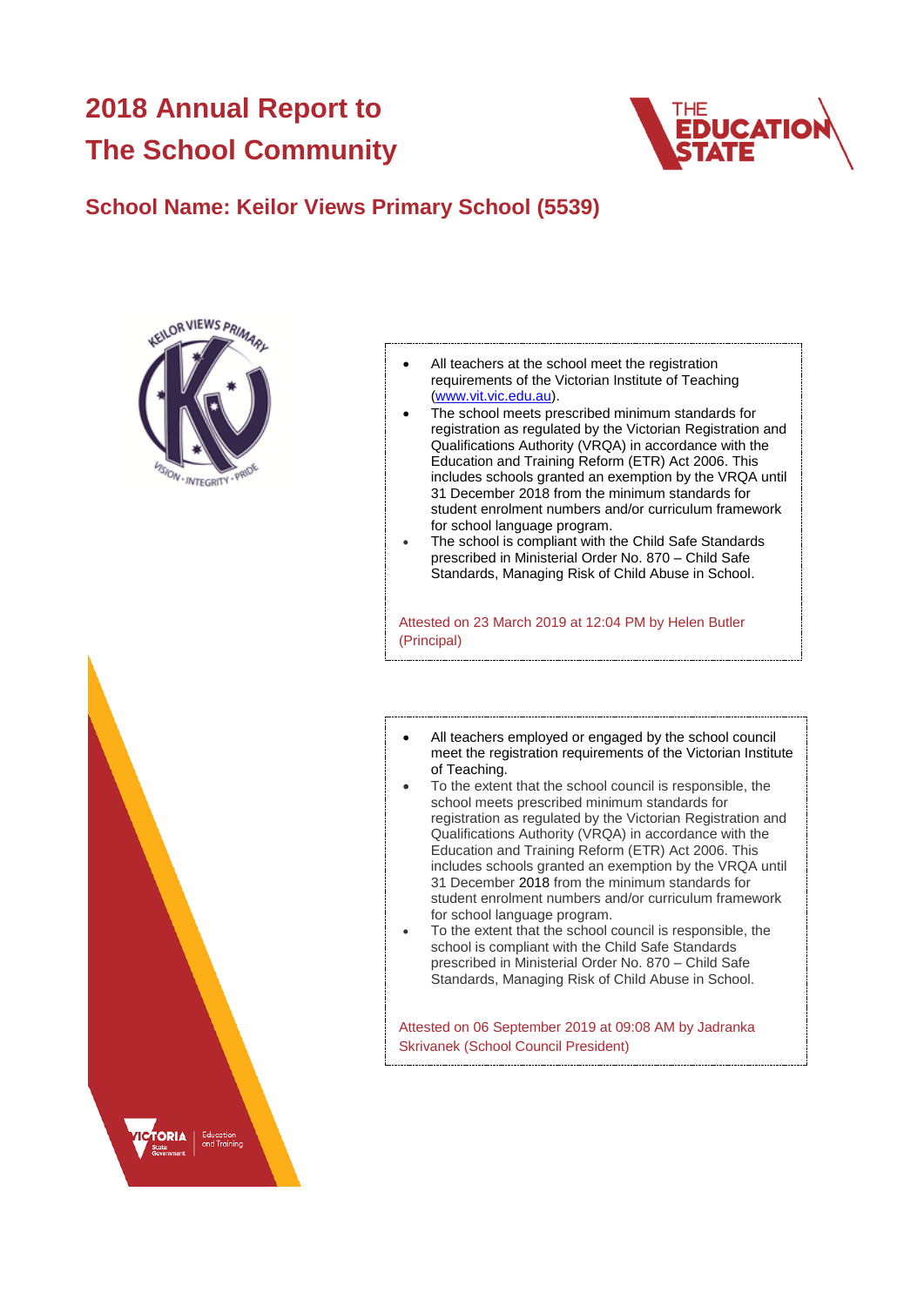# 2018 Annual Report to The School Community

## School Name: Keilor Views Primary School (5539)

- All teachers at the school meet the registration requirements of the Victorian Institute of Teaching (www.vit.vic.edu.au).
- The school meets prescribed minimum standards for registration as regulated by the Victorian Registration and Qualifications Authority (VRQA) in accordance with the Education and Training Reform (ETR) Act 2006. This includes schools granted an exemption by the VRQA until 31 December 2018 from the minimum standards for student enrolment numbers and/or curriculum framework for school language program.
- The school is compliant with the Child Safe Standards prescribed in Ministerial Order No. 870 – Child Safe Standards, Managing Risk of Child Abuse in School.

Attested on 23 March 2019 at 12:04 PM by Helen Butler (Principal)

- All teachers employed or engaged by the school council meet the registration requirements of the Victorian Institute of Teaching.
- To the extent that the school council is responsible, the school meets prescribed minimum standards for registration as regulated by the Victorian Registration and Qualifications Authority (VRQA) in accordance with the Education and Training Reform (ETR) Act 2006. This includes schools granted an exemption by the VRQA until 31 December 2018 from the minimum standards for student enrolment numbers and/or curriculum framework for school language program.
- To the extent that the school council is responsible, the school is compliant with the Child Safe Standards prescribed in Ministerial Order No. 870 – Child Safe Standards, Managing Risk of Child Abuse in School.

Attested on 06 September 2019 at 09:08 AM by Jadranka Skrivanek (School Council President)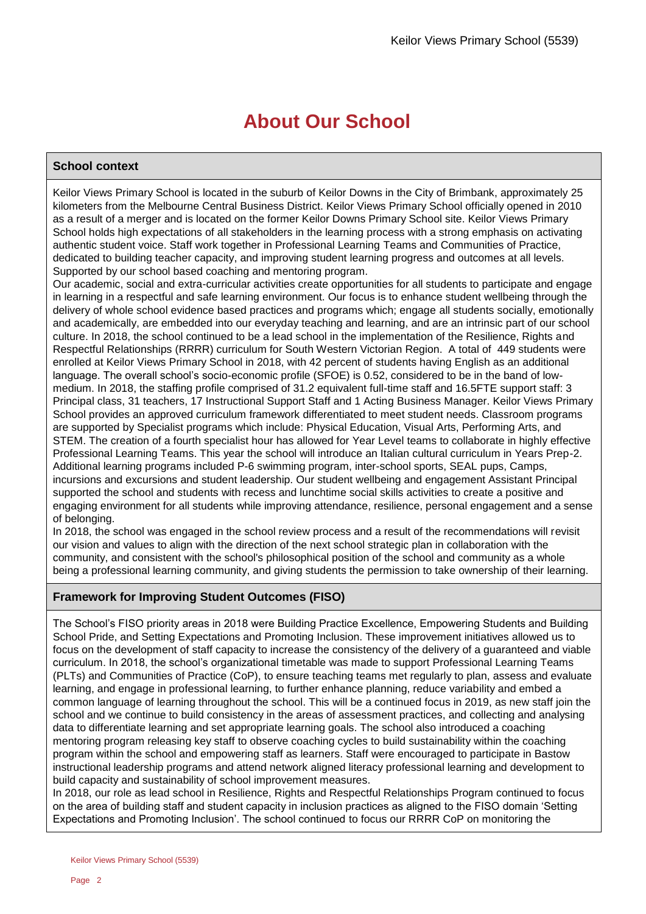# About Our School

## School context

Keilor Views Primary School is located in the suburb of Keilor Downs in the City of Brimbank, approximately 25 kilometers from the Melbourne Central Business District. Keilor Views Primary School officially opened in 2010 as a result of a merger and is located on the former Keilor Downs Primary School site. Keilor Views Primary School holds high expectations of all stakeholders in the learning process with a strong emphasis on activating authentic student voice. Staff work together in Professional Learning Teams and Communities of Practice, dedicated to building teacher capacity, and improving student learning progress and outcomes at all levels. Supported by our school based coaching and mentoring program.

Our academic, social and extra-curricular activities create opportunities for all students to participate and engage in learning in a respectful and safe learning environment. Our focus is to enhance student wellbeing through the delivery of whole school evidence based practices and programs which; engage all students socially, emotionally and academically, are embedded into our everyday teaching and learning, and are an intrinsic part of our school culture. In 2018, the school continued to be a lead school in the implementation of the Resilience, Rights and Respectful Relationships (RRRR) curriculum for South Western Victorian Region. A total of 449 students were enrolled at Keilor Views Primary School in 2018, with 42 percent of students having English as an additional language. The overall school's socio-economic profile (SFOE) is 0.52, considered to be in the band of low-medium. In 2018, the staffing profile comprised of 31.2 equivalent full-time staff and 16.5FTE support staff: 3 Principal class, 31 teachers, 17 Instructional Support Staff and 1 Acting Business Manager. Keilor Views Primary School provides an approved curriculum framework differentiated to meet student needs. Classroom programs are supported by Specialist programs which include: Physical Education, Visual Arts, Performing Arts, and STEM. The creation of a fourth specialist hour has allowed for Year Level teams to collaborate in highly effective Professional Learning Teams. This year the school will introduce an Italian cultural curriculum in Years Prep-2. Additional learning programs included P-6 swimming program, inter-school sports, SEAL pups, Camps, incursions and excursions and student leadership. Our student wellbeing and engagement Assistant Principal supported the school and students with recess and lunchtime social skills activities to create a positive and engaging environment for all students while improving attendance, resilience, personal engagement and a sense of belonging.

In 2018, the school was engaged in the school review process and a result of the recommendations will revisit our vision and values to align with the direction of the next school strategic plan in collaboration with the community, and consistent with the school's philosophical position of the school and community as a whole being a professional learning community, and giving students the permission to take ownership of their learning.

## Framework for Improving Student Outcomes (FISO)

The School's FISO priority areas in 2018 were Building Practice Excellence, Empowering Students and Building School Pride, and Setting Expectations and Promoting Inclusion. These improvement initiatives allowed us to focus on the development of staff capacity to increase the consistency of the delivery of a guaranteed and viable curriculum. In 2018, the school's organizational timetable was made to support Professional Learning Teams (PLTs) and Communities of Practice (CoP), to ensure teaching teams met regularly to plan, assess and evaluate learning, and engage in professional learning, to further enhance planning, reduce variability and embed a common language of learning throughout the school. This will be a continued focus in 2019, as new staff join the school and we continue to build consistency in the areas of assessment practices, and collecting and analysing data to differentiate learning and set appropriate learning goals. The school also introduced a coaching mentoring program releasing key staff to observe coaching cycles to build sustainability within the coaching program within the school and empowering staff as learners. Staff were encouraged to participate in Bastow instructional leadership programs and attend network aligned literacy professional learning and development to build capacity and sustainability of school improvement measures.

In 2018, our role as lead school in Resilience, Rights and Respectful Relationships Program continued to focus on the area of building staff and student capacity in inclusion practices as aligned to the FISO domain 'Setting Expectations and Promoting Inclusion'. The school continued to focus our RRRR CoP on monitoring the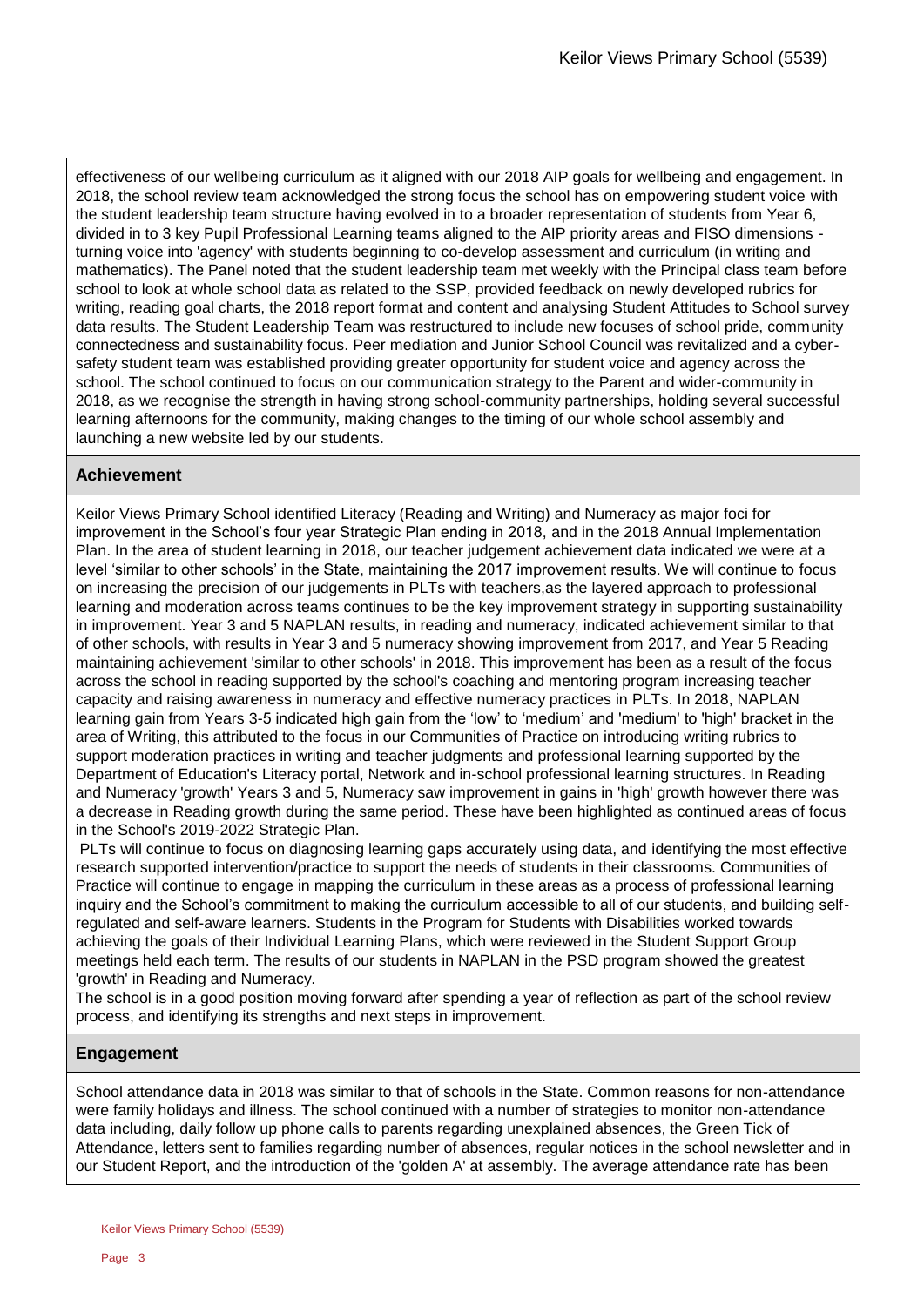effectiveness of our wellbeing curriculum as it aligned with our 2018 AIP goals for wellbeing and engagement. In 2018, the school review team acknowledged the strong focus the school has on empowering student voice with the student leadership team structure having evolved in to a broader representation of students from Year 6, divided in to 3 key Pupil Professional Learning teams aligned to the AIP priority areas and FISO dimensions - turning voice into 'agency' with students beginning to co-develop assessment and curriculum (in writing and mathematics). The Panel noted that the student leadership team met weekly with the Principal class team before school to look at whole school data as related to the SSP, provided feedback on newly developed rubrics for writing, reading goal charts, the 2018 report format and content and analysing Student Attitudes to School survey data results. The Student Leadership Team was restructured to include new focuses of school pride, community connectedness and sustainability focus. Peer mediation and Junior School Council was revitalized and a cyber-safety student team was established providing greater opportunity for student voice and agency across the school. The school continued to focus on our communication strategy to the Parent and wider-community in 2018, as we recognise the strength in having strong school-community partnerships, holding several successful learning afternoons for the community, making changes to the timing of our whole school assembly and launching a new website led by our students.

## Achievement

Keilor Views Primary School identified Literacy (Reading and Writing) and Numeracy as major foci for improvement in the School's four year Strategic Plan ending in 2018, and in the 2018 Annual Implementation Plan. In the area of student learning in 2018, our teacher judgement achievement data indicated we were at a level 'similar to other schools' in the State, maintaining the 2017 improvement results. We will continue to focus on increasing the precision of our judgements in PLTs with teachers,as the layered approach to professional learning and moderation across teams continues to be the key improvement strategy in supporting sustainability in improvement. Year 3 and 5 NAPLAN results, in reading and numeracy, indicated achievement similar to that of other schools, with results in Year 3 and 5 numeracy showing improvement from 2017, and Year 5 Reading maintaining achievement 'similar to other schools' in 2018. This improvement has been as a result of the focus across the school in reading supported by the school's coaching and mentoring program increasing teacher capacity and raising awareness in numeracy and effective numeracy practices in PLTs. In 2018, NAPLAN learning gain from Years 3-5 indicated high gain from the 'low' to 'medium' and 'medium' to 'high' bracket in the area of Writing, this attributed to the focus in our Communities of Practice on introducing writing rubrics to support moderation practices in writing and teacher judgments and professional learning supported by the Department of Education's Literacy portal, Network and in-school professional learning structures. In Reading and Numeracy 'growth' Years 3 and 5, Numeracy saw improvement in gains in 'high' growth however there was a decrease in Reading growth during the same period. These have been highlighted as continued areas of focus in the School's 2019-2022 Strategic Plan.

PLTs will continue to focus on diagnosing learning gaps accurately using data, and identifying the most effective research supported intervention/practice to support the needs of students in their classrooms. Communities of Practice will continue to engage in mapping the curriculum in these areas as a process of professional learning inquiry and the School's commitment to making the curriculum accessible to all of our students, and building self-regulated and self-aware learners. Students in the Program for Students with Disabilities worked towards achieving the goals of their Individual Learning Plans, which were reviewed in the Student Support Group meetings held each term. The results of our students in NAPLAN in the PSD program showed the greatest 'growth' in Reading and Numeracy.

The school is in a good position moving forward after spending a year of reflection as part of the school review process, and identifying its strengths and next steps in improvement.

## Engagement

School attendance data in 2018 was similar to that of schools in the State. Common reasons for non-attendance were family holidays and illness. The school continued with a number of strategies to monitor non-attendance data including, daily follow up phone calls to parents regarding unexplained absences, the Green Tick of Attendance, letters sent to families regarding number of absences, regular notices in the school newsletter and in our Student Report, and the introduction of the 'golden A' at assembly. The average attendance rate has been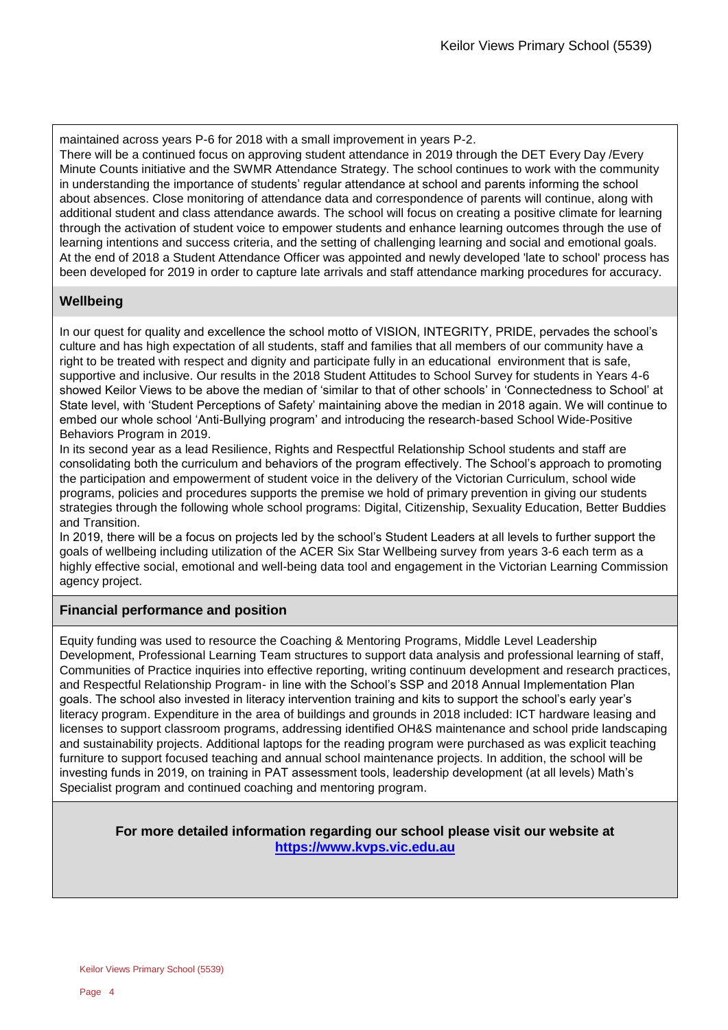maintained across years P-6 for 2018 with a small improvement in years P-2.
There will be a continued focus on approving student attendance in 2019 through the DET Every Day /Every Minute Counts initiative and the SWMR Attendance Strategy. The school continues to work with the community in understanding the importance of students' regular attendance at school and parents informing the school about absences. Close monitoring of attendance data and correspondence of parents will continue, along with additional student and class attendance awards. The school will focus on creating a positive climate for learning through the activation of student voice to empower students and enhance learning outcomes through the use of learning intentions and success criteria, and the setting of challenging learning and social and emotional goals. At the end of 2018 a Student Attendance Officer was appointed and newly developed 'late to school' process has been developed for 2019 in order to capture late arrivals and staff attendance marking procedures for accuracy.

## Wellbeing

In our quest for quality and excellence the school motto of VISION, INTEGRITY, PRIDE, pervades the school's culture and has high expectation of all students, staff and families that all members of our community have a right to be treated with respect and dignity and participate fully in an educational environment that is safe, supportive and inclusive. Our results in the 2018 Student Attitudes to School Survey for students in Years 4-6 showed Keilor Views to be above the median of 'similar to that of other schools' in 'Connectedness to School' at State level, with 'Student Perceptions of Safety' maintaining above the median in 2018 again. We will continue to embed our whole school 'Anti-Bullying program' and introducing the research-based School Wide-Positive Behaviors Program in 2019.
In its second year as a lead Resilience, Rights and Respectful Relationship School students and staff are consolidating both the curriculum and behaviors of the program effectively. The School's approach to promoting the participation and empowerment of student voice in the delivery of the Victorian Curriculum, school wide programs, policies and procedures supports the premise we hold of primary prevention in giving our students strategies through the following whole school programs: Digital, Citizenship, Sexuality Education, Better Buddies and Transition.
In 2019, there will be a focus on projects led by the school's Student Leaders at all levels to further support the goals of wellbeing including utilization of the ACER Six Star Wellbeing survey from years 3-6 each term as a highly effective social, emotional and well-being data tool and engagement in the Victorian Learning Commission agency project.

## Financial performance and position

Equity funding was used to resource the Coaching & Mentoring Programs, Middle Level Leadership Development, Professional Learning Team structures to support data analysis and professional learning of staff, Communities of Practice inquiries into effective reporting, writing continuum development and research practices, and Respectful Relationship Program- in line with the School's SSP and 2018 Annual Implementation Plan goals. The school also invested in literacy intervention training and kits to support the school's early year's literacy program. Expenditure in the area of buildings and grounds in 2018 included: ICT hardware leasing and licenses to support classroom programs, addressing identified OH&S maintenance and school pride landscaping and sustainability projects. Additional laptops for the reading program were purchased as was explicit teaching furniture to support focused teaching and annual school maintenance projects. In addition, the school will be investing funds in 2019, on training in PAT assessment tools, leadership development (at all levels) Math's Specialist program and continued coaching and mentoring program.

**For more detailed information regarding our school please visit our website at [https://www.kvps.vic.edu.au](https://www.kvps.vic.edu.au)**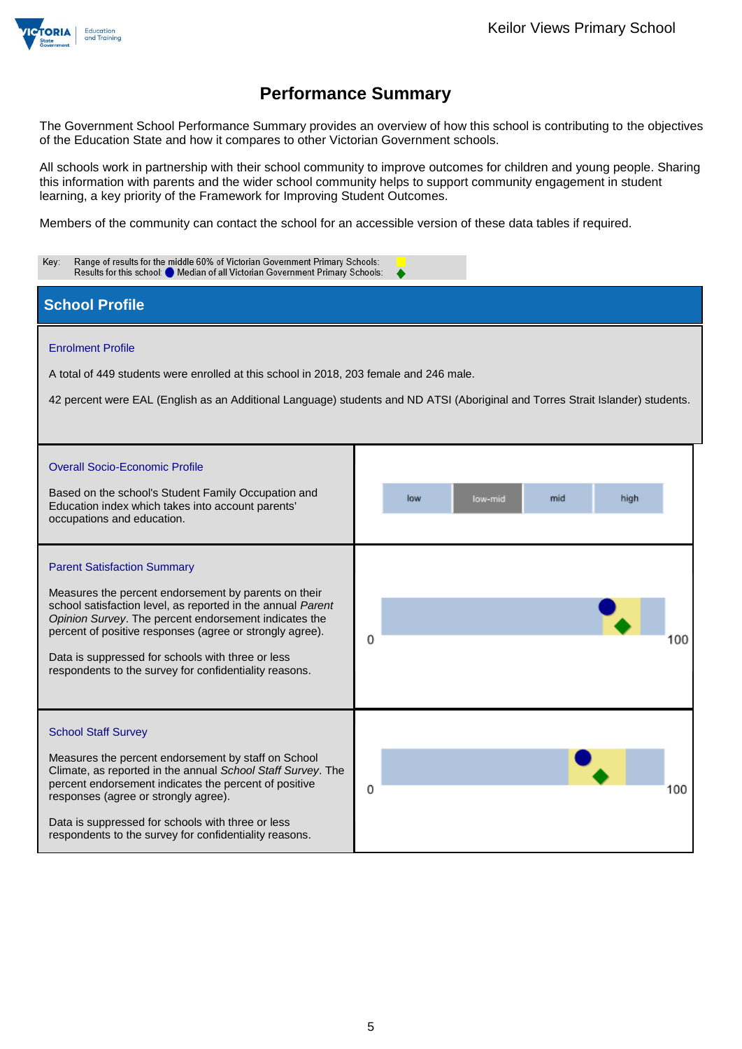# Performance Summary

The Government School Performance Summary provides an overview of how this school is contributing to the objectives of the Education State and how it compares to other Victorian Government schools.

All schools work in partnership with their school community to improve outcomes for children and young people. Sharing this information with parents and the wider school community helps to support community engagement in student learning, a key priority of the Framework for Improving Student Outcomes.

Members of the community can contact the school for an accessible version of these data tables if required.

Key: Range of results for the middle 60% of Victorian Government Primary Schools:
Results for this school: Median of all Victorian Government Primary Schools:

## School Profile

### Enrolment Profile

A total of 449 students were enrolled at this school in 2018, 203 female and 246 male.

42 percent were EAL (English as an Additional Language) students and ND ATSI (Aboriginal and Torres Strait Islander) students.

### Overall Socio-Economic Profile

Based on the school's Student Family Occupation and Education index which takes into account parents' occupations and education.

low
low-mid
mid
high

### Parent Satisfaction Summary

Measures the percent endorsement by parents on their school satisfaction level, as reported in the annual *Parent Opinion Survey*. The percent endorsement indicates the percent of positive responses (agree or strongly agree).

Data is suppressed for schools with three or less respondents to the survey for confidentiality reasons.

0
100

### School Staff Survey

Measures the percent endorsement by staff on School Climate, as reported in the annual *School Staff Survey*. The percent endorsement indicates the percent of positive responses (agree or strongly agree).

Data is suppressed for schools with three or less respondents to the survey for confidentiality reasons.

0
100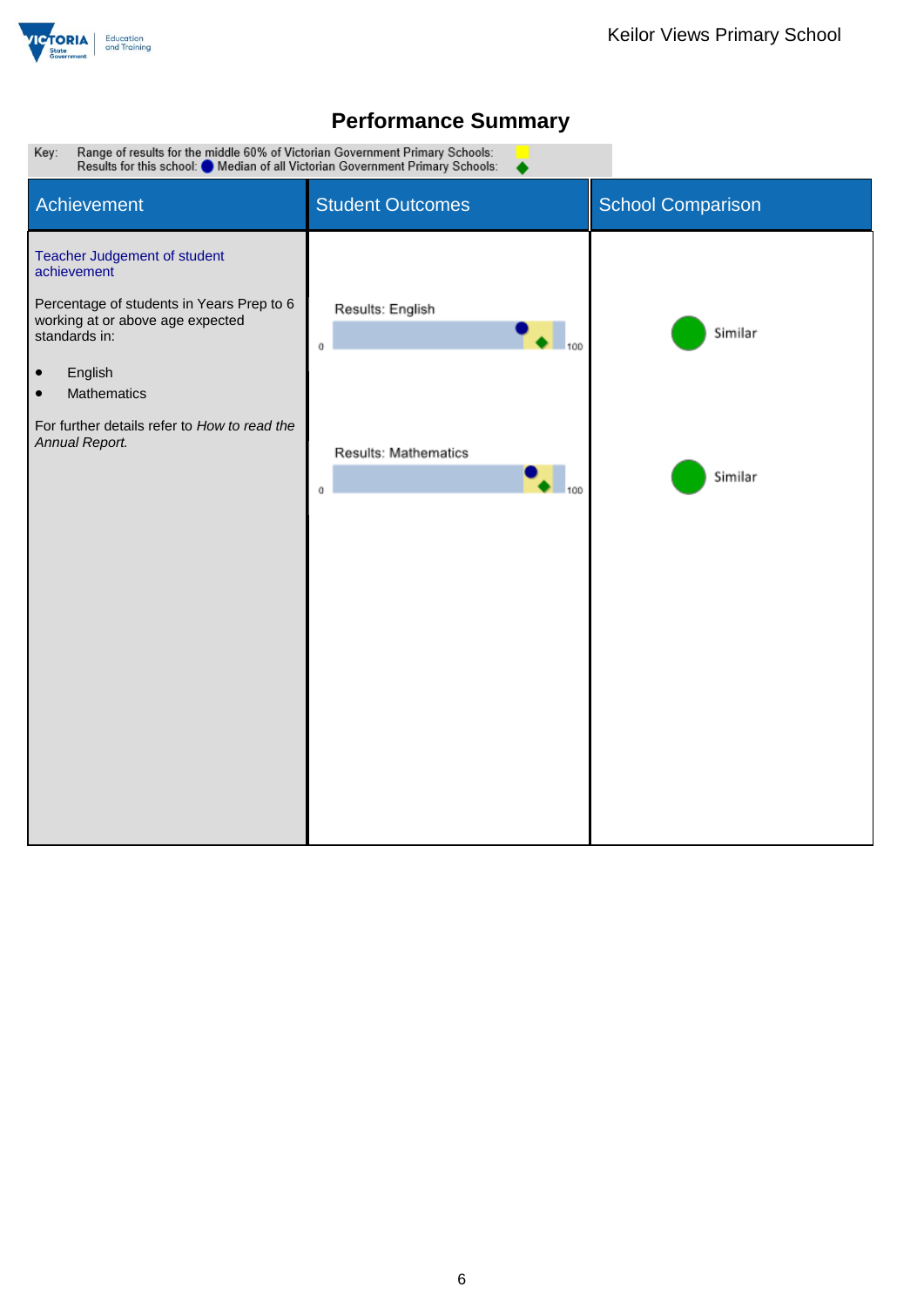# Performance Summary

Key: Range of results for the middle 60% of Victorian Government Primary Schools:
Results for this school: ● Median of all Victorian Government Primary Schools: ◆

| Achievement | Student Outcomes | School Comparison |
|---|---|---|
| **Teacher Judgement of student achievement**<br><br>Percentage of students in Years Prep to 6 working at or above age expected standards in:<br><br>• English<br>• Mathematics<br><br>For further details refer to *How to read the Annual Report.* | Results: English<br>0 100<br><br>Results: Mathematics<br>0 100 | Similar<br><br>Similar |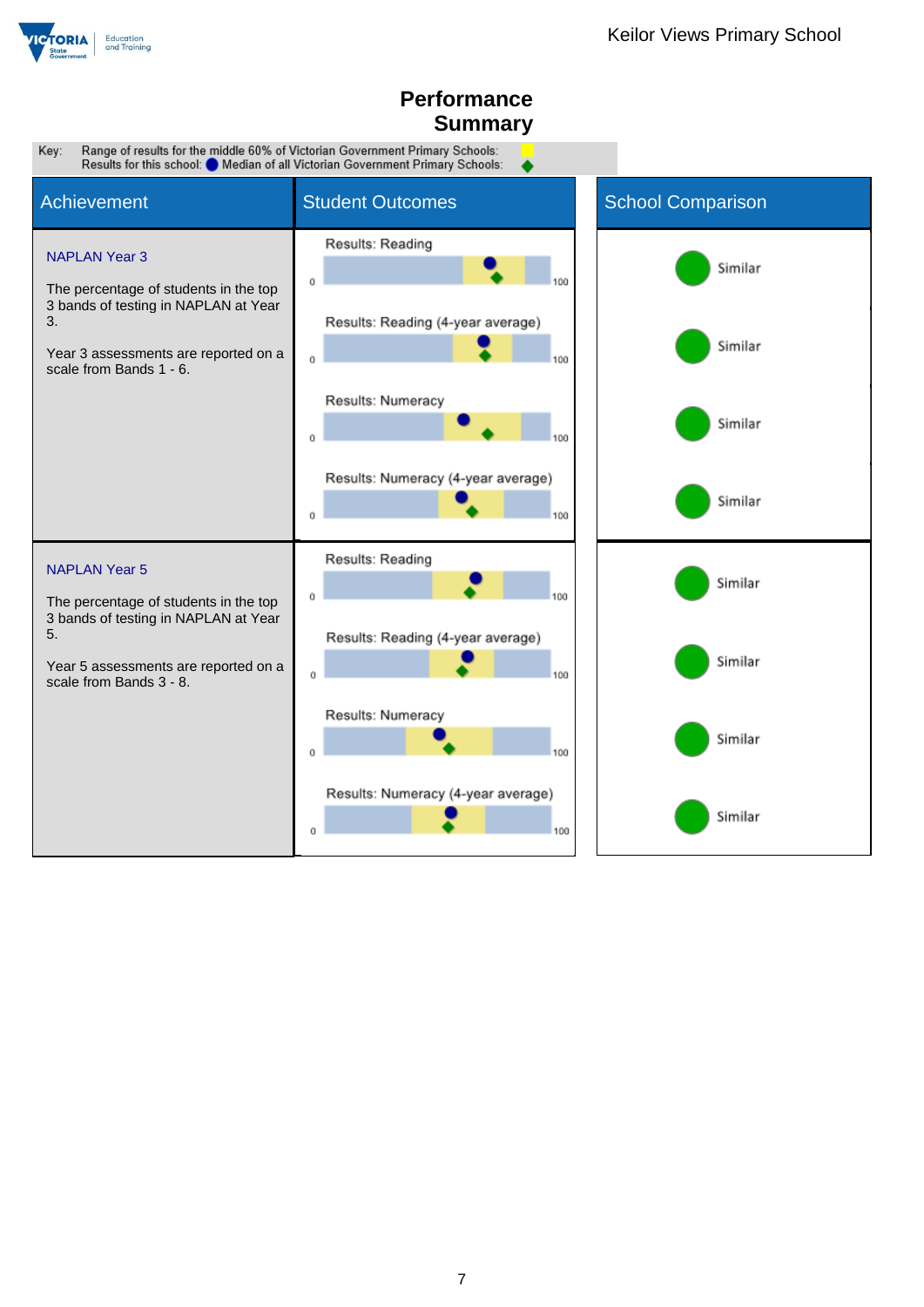# Performance Summary

Key: Range of results for the middle 60% of Victorian Government Primary Schools:
Results for this school: ● Median of all Victorian Government Primary Schools: ◆

| Achievement | Student Outcomes | School Comparison |
| --- | --- | --- |
| **NAPLAN Year 3**<br><br>The percentage of students in the top 3 bands of testing in NAPLAN at Year 3.<br><br>Year 3 assessments are reported on a scale from Bands 1 - 6. | Results: Reading<br>0 100<br><br>Results: Reading (4-year average)<br>0 100<br><br>Results: Numeracy<br>0 100<br><br>Results: Numeracy (4-year average)<br>0 100 | Similar<br><br>Similar<br><br>Similar<br><br>Similar |
| **NAPLAN Year 5**<br><br>The percentage of students in the top 3 bands of testing in NAPLAN at Year 5.<br><br>Year 5 assessments are reported on a scale from Bands 3 - 8. | Results: Reading<br>0 100<br><br>Results: Reading (4-year average)<br>0 100<br><br>Results: Numeracy<br>0 100<br><br>Results: Numeracy (4-year average)<br>0 100 | Similar<br><br>Similar<br><br>Similar<br><br>Similar |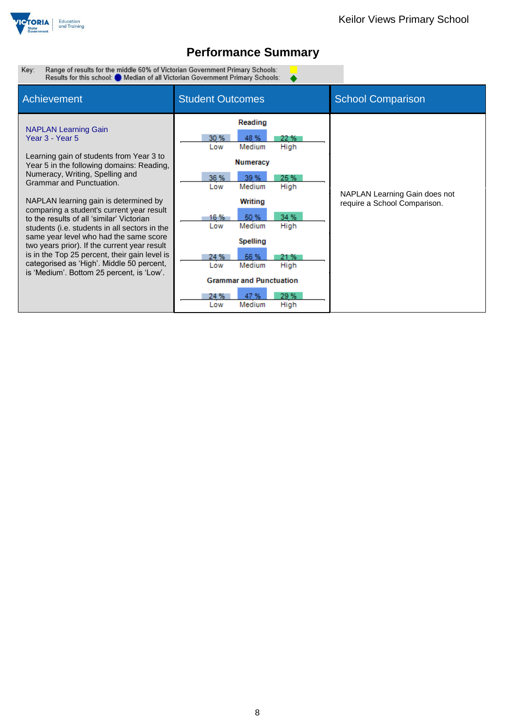# Performance Summary

Key: Range of results for the middle 60% of Victorian Government Primary Schools:
Results for this school: Median of all Victorian Government Primary Schools:

| Achievement | Student Outcomes | School Comparison |
|---|---|---|
| **NAPLAN Learning Gain Year 3 - Year 5**<br><br>Learning gain of students from Year 3 to Year 5 in the following domains: Reading, Numeracy, Writing, Spelling and Grammar and Punctuation.<br><br>NAPLAN learning gain is determined by comparing a student's current year result to the results of all 'similar' Victorian students (i.e. students in all sectors in the same year level who had the same score two years prior). If the current year result is in the Top 25 percent, their gain level is categorised as 'High'. Middle 50 percent, is 'Medium'. Bottom 25 percent, is 'Low'. | Reading<br>30 % Low<br>48 % Medium<br>22 % High<br><br>Numeracy<br>36 % Low<br>39 % Medium<br>25 % High<br><br>Writing<br>16 % Low<br>50 % Medium<br>34 % High<br><br>Spelling<br>24 % Low<br>56 % Medium<br>21 % High<br><br>Grammar and Punctuation<br>24 % Low<br>47 % Medium<br>29 % High | NAPLAN Learning Gain does not require a School Comparison. |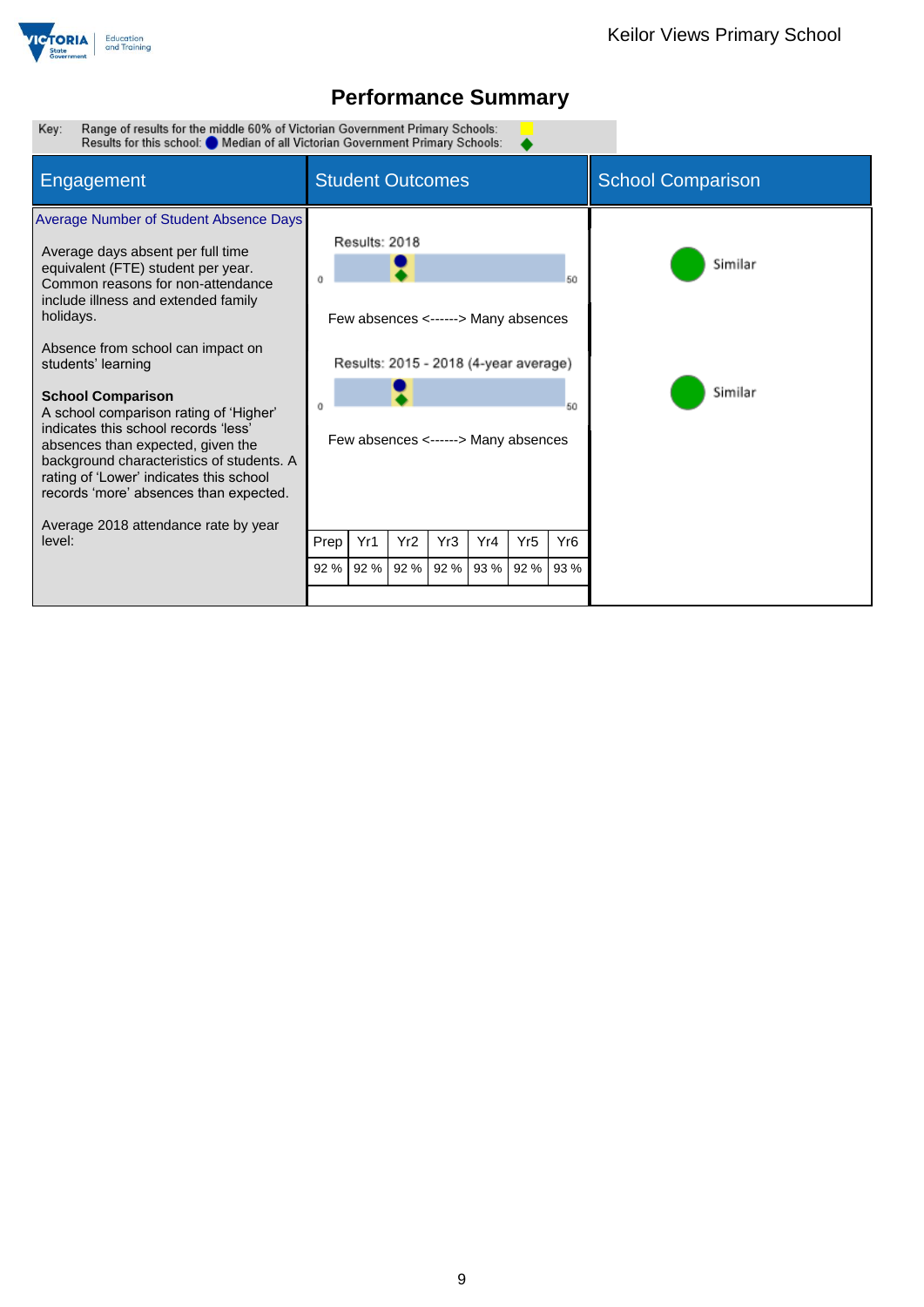# Performance Summary

Key: Range of results for the middle 60% of Victorian Government Primary Schools: (yellow)
Results for this school: ● Median of all Victorian Government Primary Schools: ◆

| Engagement | Student Outcomes | School Comparison |
|---|---|---|

**Average Number of Student Absence Days**

Average days absent per full time equivalent (FTE) student per year. Common reasons for non-attendance include illness and extended family holidays.

Absence from school can impact on students' learning

**School Comparison**
A school comparison rating of 'Higher' indicates this school records 'less' absences than expected, given the background characteristics of students. A rating of 'Lower' indicates this school records 'more' absences than expected.

Results: 2018

0 — 50

Few absences <------> Many absences

School Comparison: Similar

Results: 2015 - 2018 (4-year average)

0 — 50

Few absences <------> Many absences

School Comparison: Similar

Average 2018 attendance rate by year level:

| Prep | Yr1 | Yr2 | Yr3 | Yr4 | Yr5 | Yr6 |
|---|---|---|---|---|---|---|
| 92 % | 92 % | 92 % | 92 % | 93 % | 92 % | 93 % |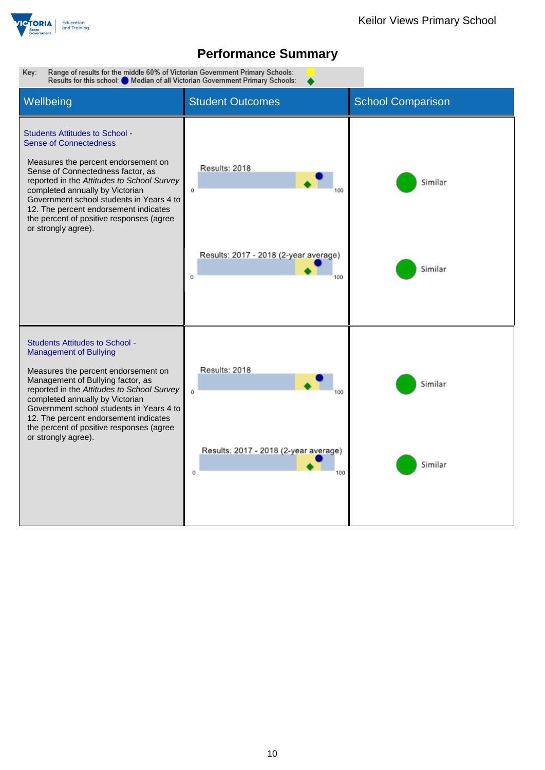# Performance Summary

Key: Range of results for the middle 60% of Victorian Government Primary Schools:
Results for this school: ● Median of all Victorian Government Primary Schools: ◆

| Wellbeing | Student Outcomes | School Comparison |
|---|---|---|
| **Students Attitudes to School - Sense of Connectedness**<br><br>Measures the percent endorsement on Sense of Connectedness factor, as reported in the *Attitudes to School Survey* completed annually by Victorian Government school students in Years 4 to 12. The percent endorsement indicates the percent of positive responses (agree or strongly agree). | Results: 2018<br>0 100<br><br>Results: 2017 - 2018 (2-year average)<br>0 100 | Similar<br><br>Similar |
| **Students Attitudes to School - Management of Bullying**<br><br>Measures the percent endorsement on Management of Bullying factor, as reported in the *Attitudes to School Survey* completed annually by Victorian Government school students in Years 4 to 12. The percent endorsement indicates the percent of positive responses (agree or strongly agree). | Results: 2018<br>0 100<br><br>Results: 2017 - 2018 (2-year average)<br>0 100 | Similar<br><br>Similar |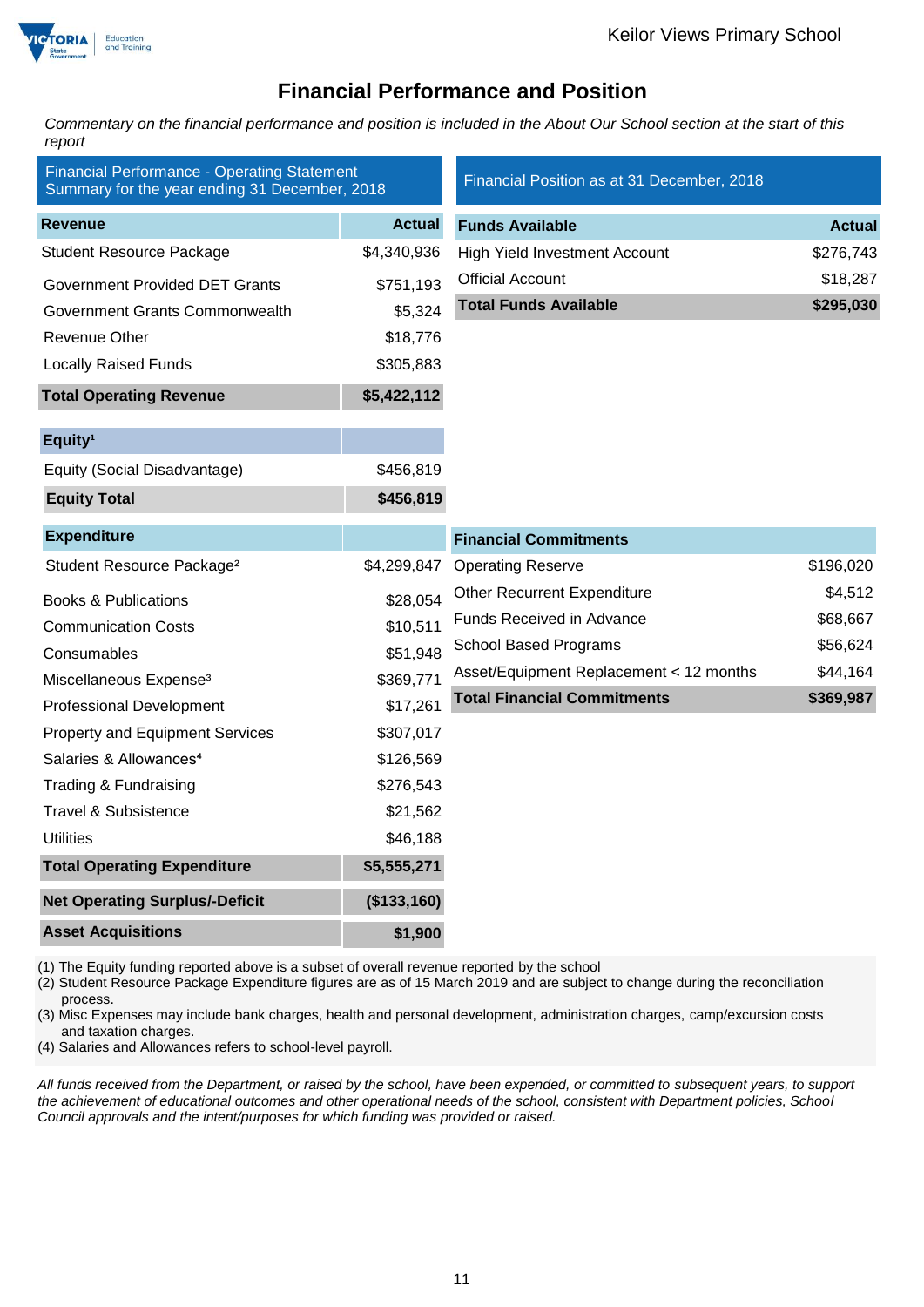## Financial Performance and Position

*Commentary on the financial performance and position is included in the About Our School section at the start of this report*

### Financial Performance - Operating Statement Summary for the year ending 31 December, 2018

| Revenue | Actual |
|---|---|
| Student Resource Package | $4,340,936 |
| Government Provided DET Grants | $751,193 |
| Government Grants Commonwealth | $5,324 |
| Revenue Other | $18,776 |
| Locally Raised Funds | $305,883 |
| **Total Operating Revenue** | **$5,422,112** |

| Equity[1] | |
|---|---|
| Equity (Social Disadvantage) | $456,819 |
| **Equity Total** | **$456,819** |

| Expenditure | |
|---|---|
| Student Resource Package[2] | $4,299,847 |
| Books & Publications | $28,054 |
| Communication Costs | $10,511 |
| Consumables | $51,948 |
| Miscellaneous Expense[3] | $369,771 |
| Professional Development | $17,261 |
| Property and Equipment Services | $307,017 |
| Salaries & Allowances[4] | $126,569 |
| Trading & Fundraising | $276,543 |
| Travel & Subsistence | $21,562 |
| Utilities | $46,188 |
| **Total Operating Expenditure** | **$5,555,271** |
| **Net Operating Surplus/-Deficit** | **($133,160)** |
| **Asset Acquisitions** | **$1,900** |

### Financial Position as at 31 December, 2018

| Funds Available | Actual |
|---|---|
| High Yield Investment Account | $276,743 |
| Official Account | $18,287 |
| **Total Funds Available** | **$295,030** |

| Financial Commitments | |
|---|---|
| Operating Reserve | $196,020 |
| Other Recurrent Expenditure | $4,512 |
| Funds Received in Advance | $68,667 |
| School Based Programs | $56,624 |
| Asset/Equipment Replacement < 12 months | $44,164 |
| **Total Financial Commitments** | **$369,987** |

(1) The Equity funding reported above is a subset of overall revenue reported by the school
(2) Student Resource Package Expenditure figures are as of 15 March 2019 and are subject to change during the reconciliation process.
(3) Misc Expenses may include bank charges, health and personal development, administration charges, camp/excursion costs and taxation charges.
(4) Salaries and Allowances refers to school-level payroll.

*All funds received from the Department, or raised by the school, have been expended, or committed to subsequent years, to support the achievement of educational outcomes and other operational needs of the school, consistent with Department policies, School Council approvals and the intent/purposes for which funding was provided or raised.*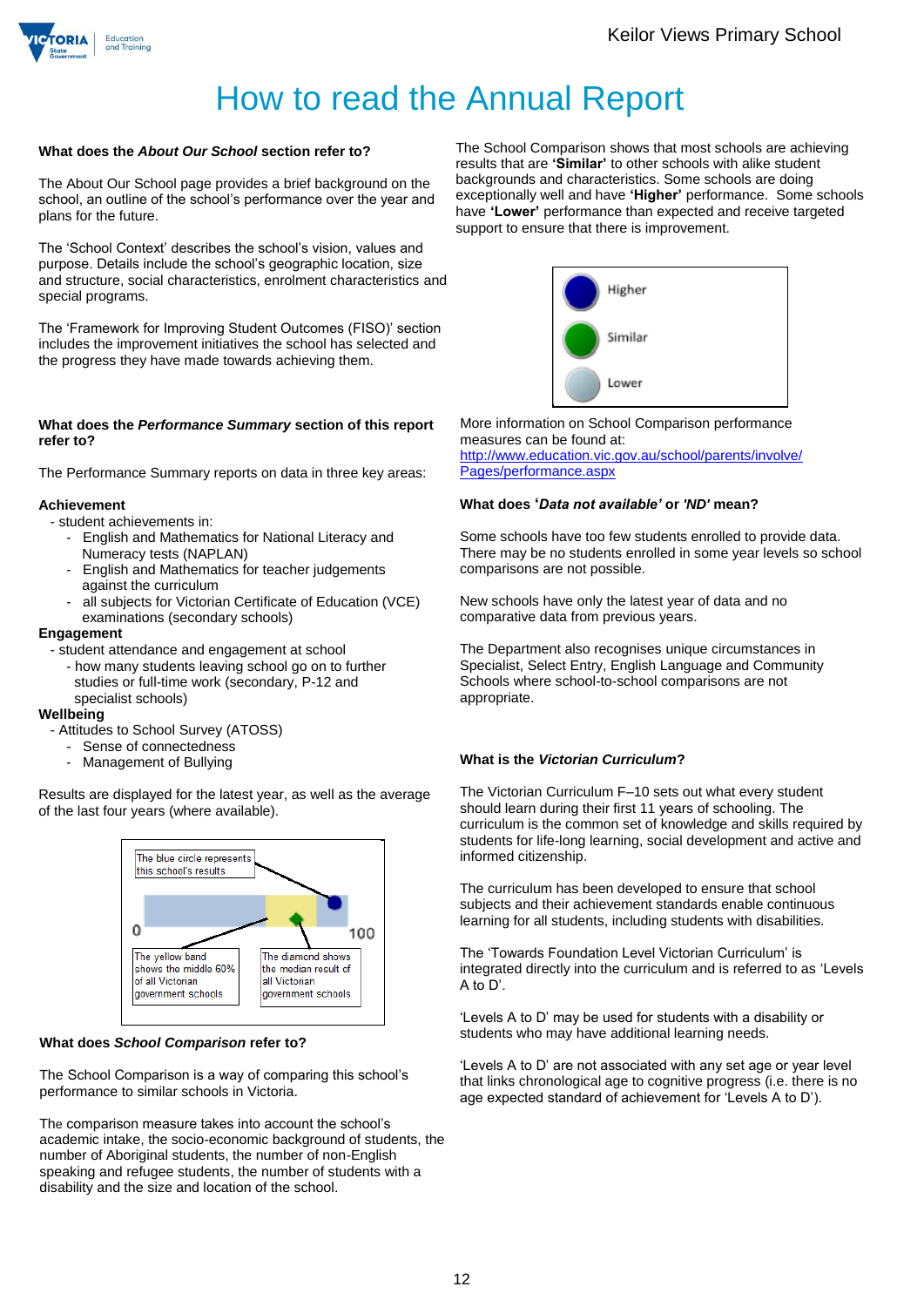# How to read the Annual Report

**What does the *About Our School* section refer to?**

The About Our School page provides a brief background on the school, an outline of the school's performance over the year and plans for the future.

The 'School Context' describes the school's vision, values and purpose. Details include the school's geographic location, size and structure, social characteristics, enrolment characteristics and special programs.

The 'Framework for Improving Student Outcomes (FISO)' section includes the improvement initiatives the school has selected and the progress they have made towards achieving them.

**What does the *Performance Summary* section of this report refer to?**

The Performance Summary reports on data in three key areas:

**Achievement**
- student achievements in:
  - English and Mathematics for National Literacy and Numeracy tests (NAPLAN)
  - English and Mathematics for teacher judgements against the curriculum
  - all subjects for Victorian Certificate of Education (VCE) examinations (secondary schools)

**Engagement**
- student attendance and engagement at school
  - how many students leaving school go on to further studies or full-time work (secondary, P-12 and specialist schools)

**Wellbeing**
- Attitudes to School Survey (ATOSS)
  - Sense of connectedness
  - Management of Bullying

Results are displayed for the latest year, as well as the average of the last four years (where available).

The blue circle represents this school's results

0

100

The yellow band shows the middle 60% of all Victorian government schools

The diamond shows the median result of all Victorian government schools

**What does *School Comparison* refer to?**

The School Comparison is a way of comparing this school's performance to similar schools in Victoria.

The comparison measure takes into account the school's academic intake, the socio-economic background of students, the number of Aboriginal students, the number of non-English speaking and refugee students, the number of students with a disability and the size and location of the school.

The School Comparison shows that most schools are achieving results that are **'Similar'** to other schools with alike student backgrounds and characteristics. Some schools are doing exceptionally well and have **'Higher'** performance. Some schools have **'Lower'** performance than expected and receive targeted support to ensure that there is improvement.

Higher

Similar

Lower

More information on School Comparison performance measures can be found at:
http://www.education.vic.gov.au/school/parents/involve/Pages/performance.aspx

**What does '*Data not available'* or *'ND'* mean?**

Some schools have too few students enrolled to provide data. There may be no students enrolled in some year levels so school comparisons are not possible.

New schools have only the latest year of data and no comparative data from previous years.

The Department also recognises unique circumstances in Specialist, Select Entry, English Language and Community Schools where school-to-school comparisons are not appropriate.

**What is the *Victorian Curriculum*?**

The Victorian Curriculum F–10 sets out what every student should learn during their first 11 years of schooling. The curriculum is the common set of knowledge and skills required by students for life-long learning, social development and active and informed citizenship.

The curriculum has been developed to ensure that school subjects and their achievement standards enable continuous learning for all students, including students with disabilities.

The 'Towards Foundation Level Victorian Curriculum' is integrated directly into the curriculum and is referred to as 'Levels A to D'.

'Levels A to D' may be used for students with a disability or students who may have additional learning needs.

'Levels A to D' are not associated with any set age or year level that links chronological age to cognitive progress (i.e. there is no age expected standard of achievement for 'Levels A to D').